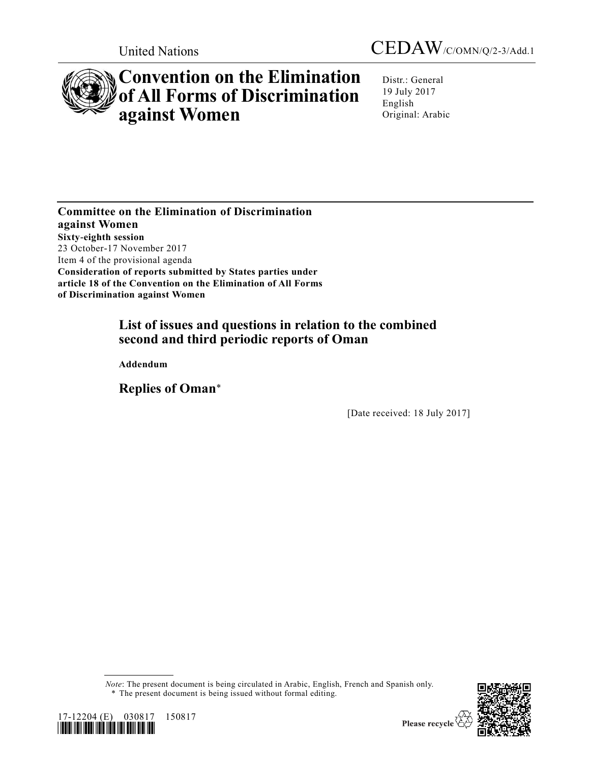United Nations

CEDAW/C/OMN/Q/2-3/Add.1

# Convention on the Elimination of All Forms of Discrimination against Women

Distr.: General
19 July 2017
English
Original: Arabic

**Committee on the Elimination of Discrimination against Women**
**Sixty-eighth session**
23 October-17 November 2017
Item 4 of the provisional agenda
**Consideration of reports submitted by States parties under article 18 of the Convention on the Elimination of All Forms of Discrimination against Women**

## List of issues and questions in relation to the combined second and third periodic reports of Oman

**Addendum**

## Replies of Oman*

[Date received: 18 July 2017]

*Note*: The present document is being circulated in Arabic, English, French and Spanish only.
\* The present document is being issued without formal editing.

17-12204 (E) 030817 150817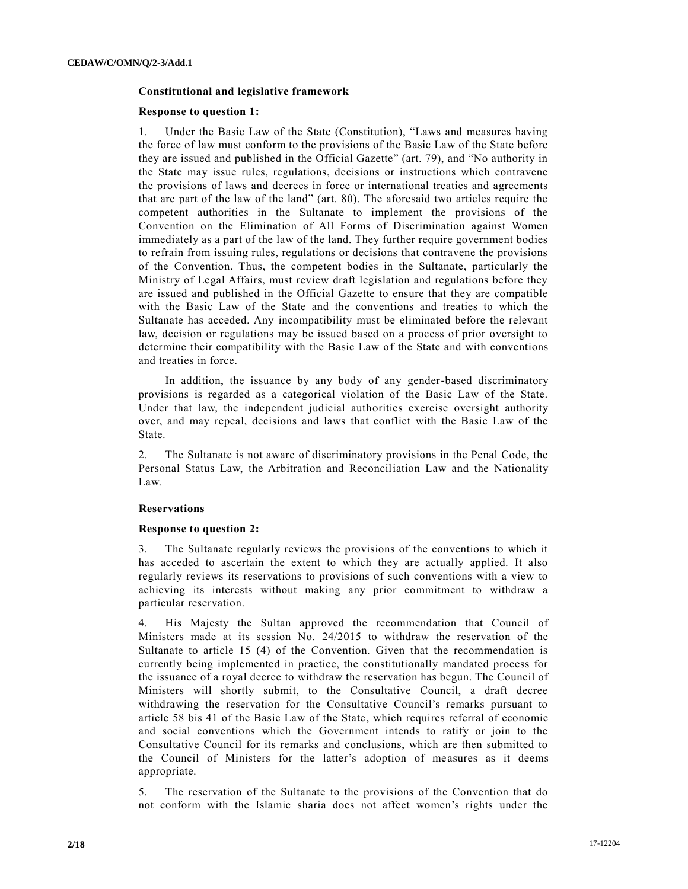### Constitutional and legislative framework

#### Response to question 1:

1. Under the Basic Law of the State (Constitution), "Laws and measures having the force of law must conform to the provisions of the Basic Law of the State before they are issued and published in the Official Gazette" (art. 79), and "No authority in the State may issue rules, regulations, decisions or instructions which contravene the provisions of laws and decrees in force or international treaties and agreements that are part of the law of the land" (art. 80). The aforesaid two articles require the competent authorities in the Sultanate to implement the provisions of the Convention on the Elimination of All Forms of Discrimination against Women immediately as a part of the law of the land. They further require government bodies to refrain from issuing rules, regulations or decisions that contravene the provisions of the Convention. Thus, the competent bodies in the Sultanate, particularly the Ministry of Legal Affairs, must review draft legislation and regulations before they are issued and published in the Official Gazette to ensure that they are compatible with the Basic Law of the State and the conventions and treaties to which the Sultanate has acceded. Any incompatibility must be eliminated before the relevant law, decision or regulations may be issued based on a process of prior oversight to determine their compatibility with the Basic Law of the State and with conventions and treaties in force.

In addition, the issuance by any body of any gender-based discriminatory provisions is regarded as a categorical violation of the Basic Law of the State. Under that law, the independent judicial authorities exercise oversight authority over, and may repeal, decisions and laws that conflict with the Basic Law of the State.

2. The Sultanate is not aware of discriminatory provisions in the Penal Code, the Personal Status Law, the Arbitration and Reconciliation Law and the Nationality Law.

### Reservations

#### Response to question 2:

3. The Sultanate regularly reviews the provisions of the conventions to which it has acceded to ascertain the extent to which they are actually applied. It also regularly reviews its reservations to provisions of such conventions with a view to achieving its interests without making any prior commitment to withdraw a particular reservation.

4. His Majesty the Sultan approved the recommendation that Council of Ministers made at its session No. 24/2015 to withdraw the reservation of the Sultanate to article 15 (4) of the Convention. Given that the recommendation is currently being implemented in practice, the constitutionally mandated process for the issuance of a royal decree to withdraw the reservation has begun. The Council of Ministers will shortly submit, to the Consultative Council, a draft decree withdrawing the reservation for the Consultative Council's remarks pursuant to article 58 bis 41 of the Basic Law of the State, which requires referral of economic and social conventions which the Government intends to ratify or join to the Consultative Council for its remarks and conclusions, which are then submitted to the Council of Ministers for the latter's adoption of measures as it deems appropriate.

5. The reservation of the Sultanate to the provisions of the Convention that do not conform with the Islamic sharia does not affect women's rights under the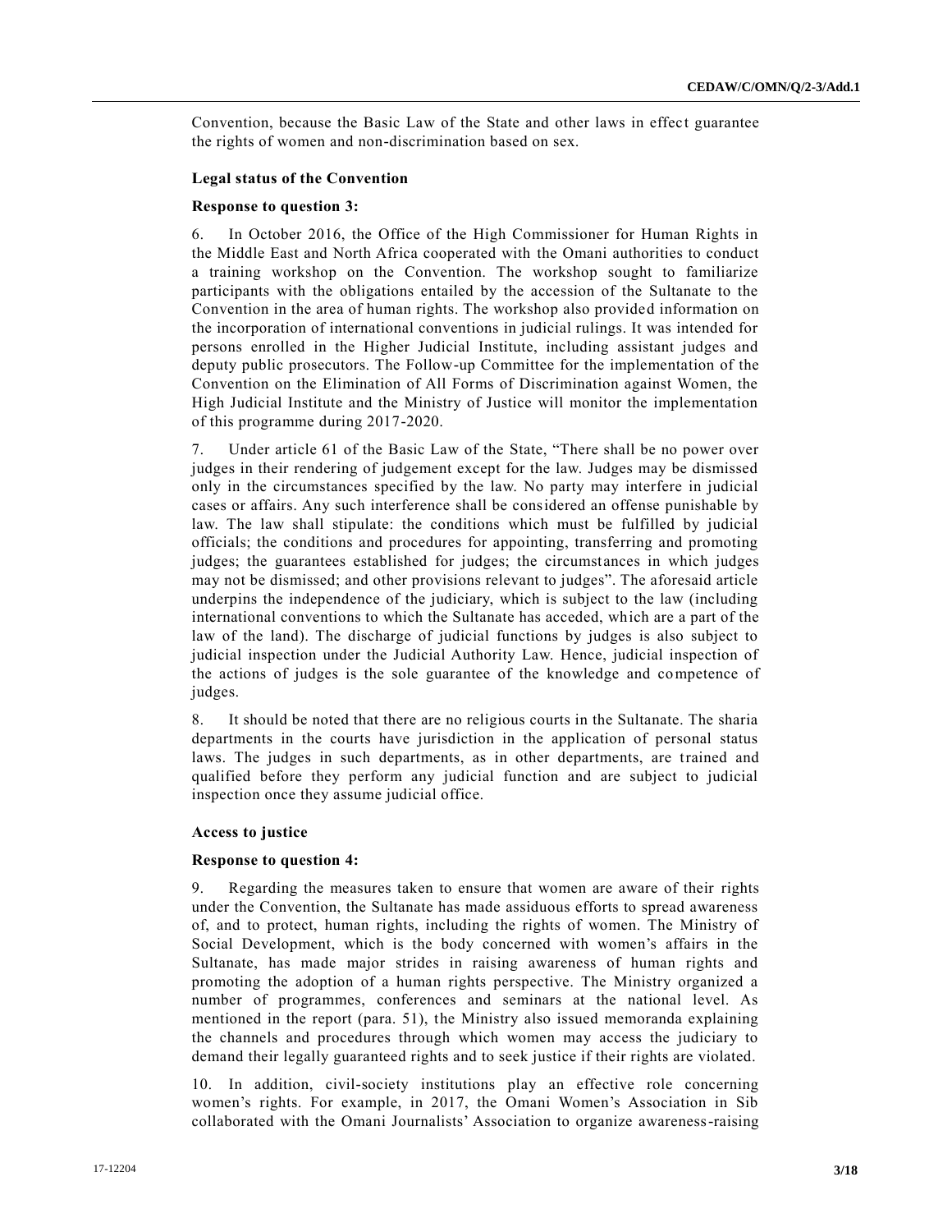Convention, because the Basic Law of the State and other laws in effect guarantee the rights of women and non-discrimination based on sex.

### Legal status of the Convention

#### Response to question 3:

6. In October 2016, the Office of the High Commissioner for Human Rights in the Middle East and North Africa cooperated with the Omani authorities to conduct a training workshop on the Convention. The workshop sought to familiarize participants with the obligations entailed by the accession of the Sultanate to the Convention in the area of human rights. The workshop also provided information on the incorporation of international conventions in judicial rulings. It was intended for persons enrolled in the Higher Judicial Institute, including assistant judges and deputy public prosecutors. The Follow-up Committee for the implementation of the Convention on the Elimination of All Forms of Discrimination against Women, the High Judicial Institute and the Ministry of Justice will monitor the implementation of this programme during 2017-2020.

7. Under article 61 of the Basic Law of the State, "There shall be no power over judges in their rendering of judgement except for the law. Judges may be dismissed only in the circumstances specified by the law. No party may interfere in judicial cases or affairs. Any such interference shall be considered an offense punishable by law. The law shall stipulate: the conditions which must be fulfilled by judicial officials; the conditions and procedures for appointing, transferring and promoting judges; the guarantees established for judges; the circumstances in which judges may not be dismissed; and other provisions relevant to judges". The aforesaid article underpins the independence of the judiciary, which is subject to the law (including international conventions to which the Sultanate has acceded, which are a part of the law of the land). The discharge of judicial functions by judges is also subject to judicial inspection under the Judicial Authority Law. Hence, judicial inspection of the actions of judges is the sole guarantee of the knowledge and competence of judges.

8. It should be noted that there are no religious courts in the Sultanate. The sharia departments in the courts have jurisdiction in the application of personal status laws. The judges in such departments, as in other departments, are trained and qualified before they perform any judicial function and are subject to judicial inspection once they assume judicial office.

### Access to justice

#### Response to question 4:

9. Regarding the measures taken to ensure that women are aware of their rights under the Convention, the Sultanate has made assiduous efforts to spread awareness of, and to protect, human rights, including the rights of women. The Ministry of Social Development, which is the body concerned with women's affairs in the Sultanate, has made major strides in raising awareness of human rights and promoting the adoption of a human rights perspective. The Ministry organized a number of programmes, conferences and seminars at the national level. As mentioned in the report (para. 51), the Ministry also issued memoranda explaining the channels and procedures through which women may access the judiciary to demand their legally guaranteed rights and to seek justice if their rights are violated.

10. In addition, civil-society institutions play an effective role concerning women's rights. For example, in 2017, the Omani Women's Association in Sib collaborated with the Omani Journalists' Association to organize awareness-raising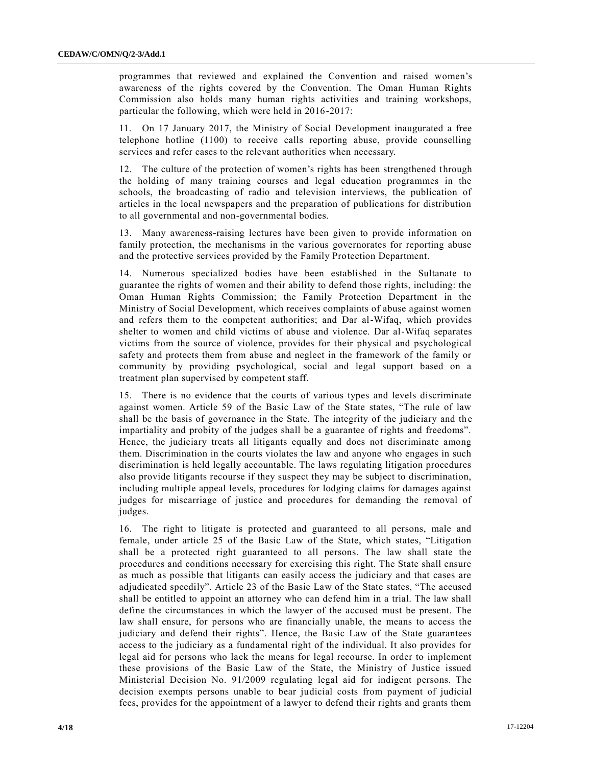programmes that reviewed and explained the Convention and raised women's awareness of the rights covered by the Convention. The Oman Human Rights Commission also holds many human rights activities and training workshops, particular the following, which were held in 2016-2017:

11. On 17 January 2017, the Ministry of Social Development inaugurated a free telephone hotline (1100) to receive calls reporting abuse, provide counselling services and refer cases to the relevant authorities when necessary.

12. The culture of the protection of women's rights has been strengthened through the holding of many training courses and legal education programmes in the schools, the broadcasting of radio and television interviews, the publication of articles in the local newspapers and the preparation of publications for distribution to all governmental and non-governmental bodies.

13. Many awareness-raising lectures have been given to provide information on family protection, the mechanisms in the various governorates for reporting abuse and the protective services provided by the Family Protection Department.

14. Numerous specialized bodies have been established in the Sultanate to guarantee the rights of women and their ability to defend those rights, including: the Oman Human Rights Commission; the Family Protection Department in the Ministry of Social Development, which receives complaints of abuse against women and refers them to the competent authorities; and Dar al-Wifaq, which provides shelter to women and child victims of abuse and violence. Dar al-Wifaq separates victims from the source of violence, provides for their physical and psychological safety and protects them from abuse and neglect in the framework of the family or community by providing psychological, social and legal support based on a treatment plan supervised by competent staff.

15. There is no evidence that the courts of various types and levels discriminate against women. Article 59 of the Basic Law of the State states, "The rule of law shall be the basis of governance in the State. The integrity of the judiciary and the impartiality and probity of the judges shall be a guarantee of rights and freedoms". Hence, the judiciary treats all litigants equally and does not discriminate among them. Discrimination in the courts violates the law and anyone who engages in such discrimination is held legally accountable. The laws regulating litigation procedures also provide litigants recourse if they suspect they may be subject to discrimination, including multiple appeal levels, procedures for lodging claims for damages against judges for miscarriage of justice and procedures for demanding the removal of judges.

16. The right to litigate is protected and guaranteed to all persons, male and female, under article 25 of the Basic Law of the State, which states, "Litigation shall be a protected right guaranteed to all persons. The law shall state the procedures and conditions necessary for exercising this right. The State shall ensure as much as possible that litigants can easily access the judiciary and that cases are adjudicated speedily". Article 23 of the Basic Law of the State states, "The accused shall be entitled to appoint an attorney who can defend him in a trial. The law shall define the circumstances in which the lawyer of the accused must be present. The law shall ensure, for persons who are financially unable, the means to access the judiciary and defend their rights". Hence, the Basic Law of the State guarantees access to the judiciary as a fundamental right of the individual. It also provides for legal aid for persons who lack the means for legal recourse. In order to implement these provisions of the Basic Law of the State, the Ministry of Justice issued Ministerial Decision No. 91/2009 regulating legal aid for indigent persons. The decision exempts persons unable to bear judicial costs from payment of judicial fees, provides for the appointment of a lawyer to defend their rights and grants them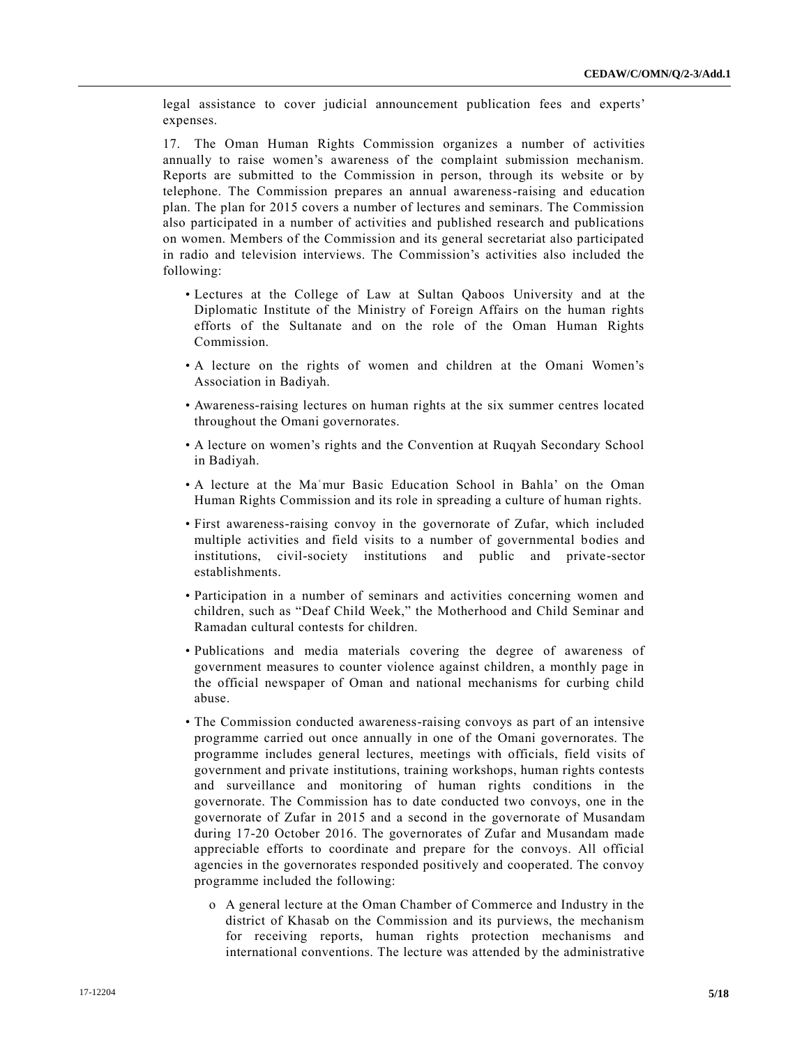legal assistance to cover judicial announcement publication fees and experts' expenses.

17. The Oman Human Rights Commission organizes a number of activities annually to raise women's awareness of the complaint submission mechanism. Reports are submitted to the Commission in person, through its website or by telephone. The Commission prepares an annual awareness-raising and education plan. The plan for 2015 covers a number of lectures and seminars. The Commission also participated in a number of activities and published research and publications on women. Members of the Commission and its general secretariat also participated in radio and television interviews. The Commission's activities also included the following:

- Lectures at the College of Law at Sultan Qaboos University and at the Diplomatic Institute of the Ministry of Foreign Affairs on the human rights efforts of the Sultanate and on the role of the Oman Human Rights Commission.
- A lecture on the rights of women and children at the Omani Women's Association in Badiyah.
- Awareness-raising lectures on human rights at the six summer centres located throughout the Omani governorates.
- A lecture on women's rights and the Convention at Ruqyah Secondary School in Badiyah.
- A lecture at the Maʿmur Basic Education School in Bahla' on the Oman Human Rights Commission and its role in spreading a culture of human rights.
- First awareness-raising convoy in the governorate of Zufar, which included multiple activities and field visits to a number of governmental bodies and institutions, civil-society institutions and public and private-sector establishments.
- Participation in a number of seminars and activities concerning women and children, such as "Deaf Child Week," the Motherhood and Child Seminar and Ramadan cultural contests for children.
- Publications and media materials covering the degree of awareness of government measures to counter violence against children, a monthly page in the official newspaper of Oman and national mechanisms for curbing child abuse.
- The Commission conducted awareness-raising convoys as part of an intensive programme carried out once annually in one of the Omani governorates. The programme includes general lectures, meetings with officials, field visits of government and private institutions, training workshops, human rights contests and surveillance and monitoring of human rights conditions in the governorate. The Commission has to date conducted two convoys, one in the governorate of Zufar in 2015 and a second in the governorate of Musandam during 17-20 October 2016. The governorates of Zufar and Musandam made appreciable efforts to coordinate and prepare for the convoys. All official agencies in the governorates responded positively and cooperated. The convoy programme included the following:
  - A general lecture at the Oman Chamber of Commerce and Industry in the district of Khasab on the Commission and its purviews, the mechanism for receiving reports, human rights protection mechanisms and international conventions. The lecture was attended by the administrative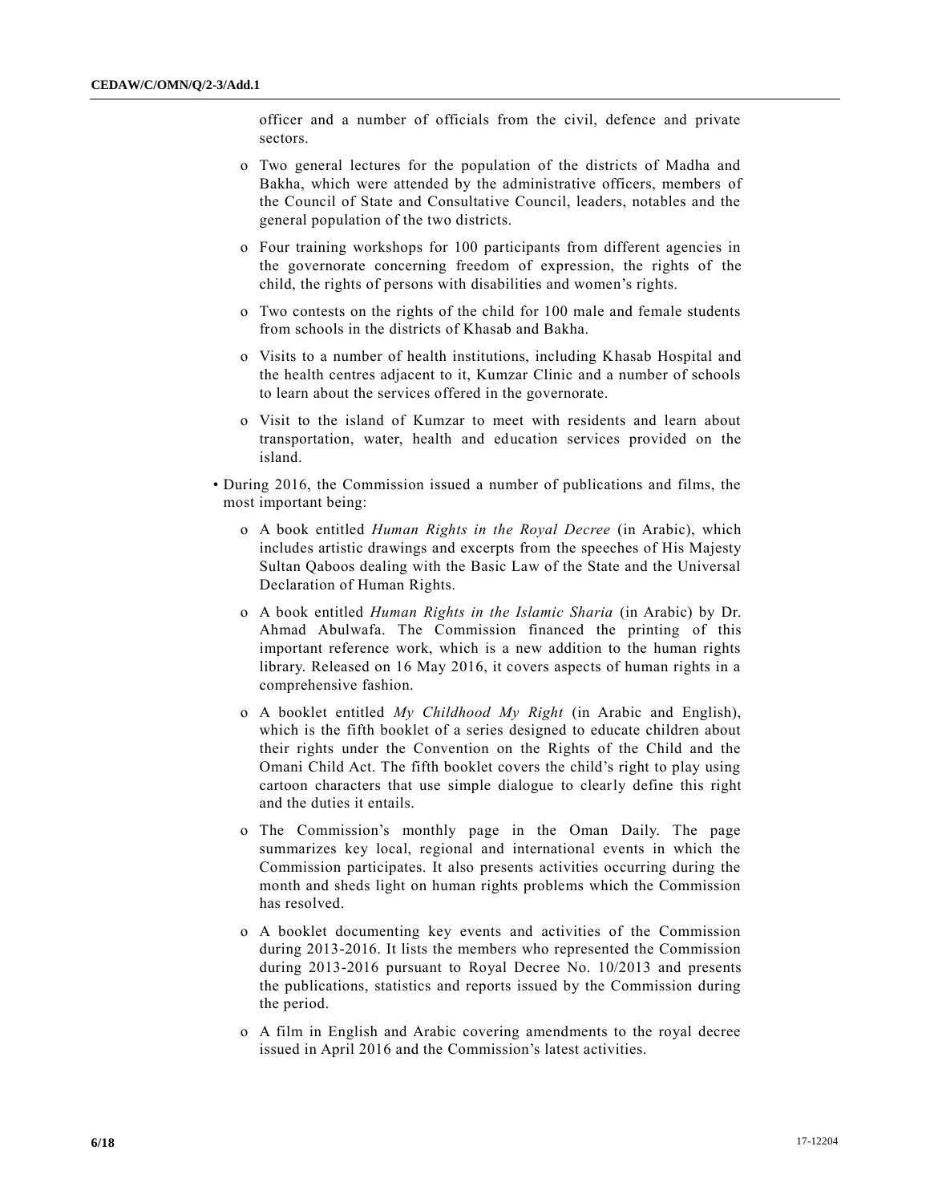officer and a number of officials from the civil, defence and private sectors.

  - Two general lectures for the population of the districts of Madha and Bakha, which were attended by the administrative officers, members of the Council of State and Consultative Council, leaders, notables and the general population of the two districts.
  - Four training workshops for 100 participants from different agencies in the governorate concerning freedom of expression, the rights of the child, the rights of persons with disabilities and women's rights.
  - Two contests on the rights of the child for 100 male and female students from schools in the districts of Khasab and Bakha.
  - Visits to a number of health institutions, including Khasab Hospital and the health centres adjacent to it, Kumzar Clinic and a number of schools to learn about the services offered in the governorate.
  - Visit to the island of Kumzar to meet with residents and learn about transportation, water, health and education services provided on the island.

- During 2016, the Commission issued a number of publications and films, the most important being:
  - A book entitled *Human Rights in the Royal Decree* (in Arabic), which includes artistic drawings and excerpts from the speeches of His Majesty Sultan Qaboos dealing with the Basic Law of the State and the Universal Declaration of Human Rights.
  - A book entitled *Human Rights in the Islamic Sharia* (in Arabic) by Dr. Ahmad Abulwafa. The Commission financed the printing of this important reference work, which is a new addition to the human rights library. Released on 16 May 2016, it covers aspects of human rights in a comprehensive fashion.
  - A booklet entitled *My Childhood My Right* (in Arabic and English), which is the fifth booklet of a series designed to educate children about their rights under the Convention on the Rights of the Child and the Omani Child Act. The fifth booklet covers the child's right to play using cartoon characters that use simple dialogue to clearly define this right and the duties it entails.
  - The Commission's monthly page in the Oman Daily. The page summarizes key local, regional and international events in which the Commission participates. It also presents activities occurring during the month and sheds light on human rights problems which the Commission has resolved.
  - A booklet documenting key events and activities of the Commission during 2013-2016. It lists the members who represented the Commission during 2013-2016 pursuant to Royal Decree No. 10/2013 and presents the publications, statistics and reports issued by the Commission during the period.
  - A film in English and Arabic covering amendments to the royal decree issued in April 2016 and the Commission's latest activities.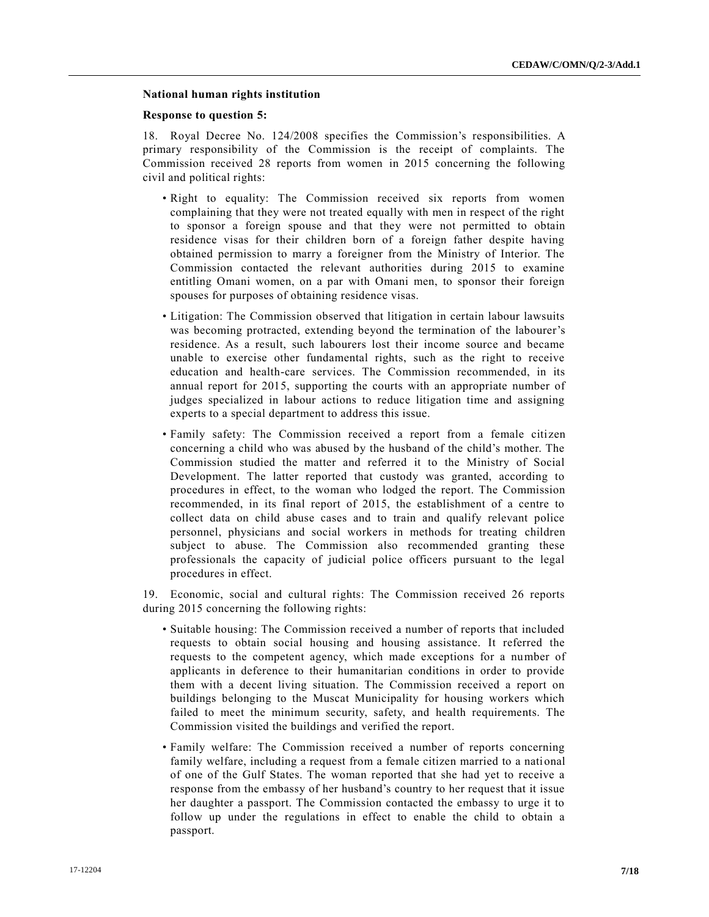**National human rights institution**

**Response to question 5:**

18. Royal Decree No. 124/2008 specifies the Commission's responsibilities. A primary responsibility of the Commission is the receipt of complaints. The Commission received 28 reports from women in 2015 concerning the following civil and political rights:

- Right to equality: The Commission received six reports from women complaining that they were not treated equally with men in respect of the right to sponsor a foreign spouse and that they were not permitted to obtain residence visas for their children born of a foreign father despite having obtained permission to marry a foreigner from the Ministry of Interior. The Commission contacted the relevant authorities during 2015 to examine entitling Omani women, on a par with Omani men, to sponsor their foreign spouses for purposes of obtaining residence visas.
- Litigation: The Commission observed that litigation in certain labour lawsuits was becoming protracted, extending beyond the termination of the labourer's residence. As a result, such labourers lost their income source and became unable to exercise other fundamental rights, such as the right to receive education and health-care services. The Commission recommended, in its annual report for 2015, supporting the courts with an appropriate number of judges specialized in labour actions to reduce litigation time and assigning experts to a special department to address this issue.
- Family safety: The Commission received a report from a female citizen concerning a child who was abused by the husband of the child's mother. The Commission studied the matter and referred it to the Ministry of Social Development. The latter reported that custody was granted, according to procedures in effect, to the woman who lodged the report. The Commission recommended, in its final report of 2015, the establishment of a centre to collect data on child abuse cases and to train and qualify relevant police personnel, physicians and social workers in methods for treating children subject to abuse. The Commission also recommended granting these professionals the capacity of judicial police officers pursuant to the legal procedures in effect.

19. Economic, social and cultural rights: The Commission received 26 reports during 2015 concerning the following rights:

- Suitable housing: The Commission received a number of reports that included requests to obtain social housing and housing assistance. It referred the requests to the competent agency, which made exceptions for a number of applicants in deference to their humanitarian conditions in order to provide them with a decent living situation. The Commission received a report on buildings belonging to the Muscat Municipality for housing workers which failed to meet the minimum security, safety, and health requirements. The Commission visited the buildings and verified the report.
- Family welfare: The Commission received a number of reports concerning family welfare, including a request from a female citizen married to a national of one of the Gulf States. The woman reported that she had yet to receive a response from the embassy of her husband's country to her request that it issue her daughter a passport. The Commission contacted the embassy to urge it to follow up under the regulations in effect to enable the child to obtain a passport.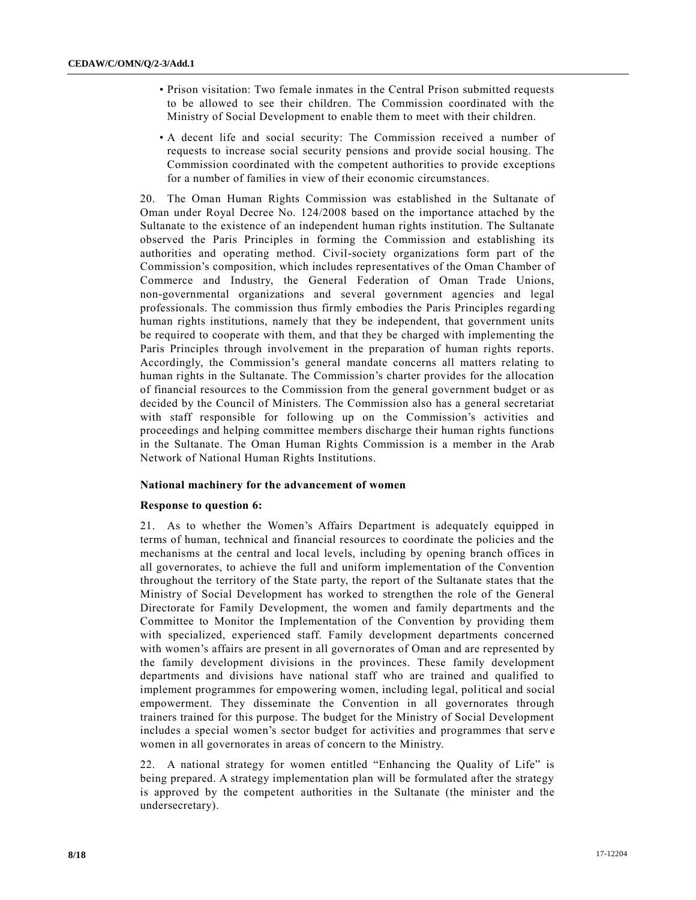- Prison visitation: Two female inmates in the Central Prison submitted requests to be allowed to see their children. The Commission coordinated with the Ministry of Social Development to enable them to meet with their children.
- A decent life and social security: The Commission received a number of requests to increase social security pensions and provide social housing. The Commission coordinated with the competent authorities to provide exceptions for a number of families in view of their economic circumstances.

20. The Oman Human Rights Commission was established in the Sultanate of Oman under Royal Decree No. 124/2008 based on the importance attached by the Sultanate to the existence of an independent human rights institution. The Sultanate observed the Paris Principles in forming the Commission and establishing its authorities and operating method. Civil-society organizations form part of the Commission's composition, which includes representatives of the Oman Chamber of Commerce and Industry, the General Federation of Oman Trade Unions, non-governmental organizations and several government agencies and legal professionals. The commission thus firmly embodies the Paris Principles regarding human rights institutions, namely that they be independent, that government units be required to cooperate with them, and that they be charged with implementing the Paris Principles through involvement in the preparation of human rights reports. Accordingly, the Commission's general mandate concerns all matters relating to human rights in the Sultanate. The Commission's charter provides for the allocation of financial resources to the Commission from the general government budget or as decided by the Council of Ministers. The Commission also has a general secretariat with staff responsible for following up on the Commission's activities and proceedings and helping committee members discharge their human rights functions in the Sultanate. The Oman Human Rights Commission is a member in the Arab Network of National Human Rights Institutions.

### National machinery for the advancement of women

**Response to question 6:**

21. As to whether the Women's Affairs Department is adequately equipped in terms of human, technical and financial resources to coordinate the policies and the mechanisms at the central and local levels, including by opening branch offices in all governorates, to achieve the full and uniform implementation of the Convention throughout the territory of the State party, the report of the Sultanate states that the Ministry of Social Development has worked to strengthen the role of the General Directorate for Family Development, the women and family departments and the Committee to Monitor the Implementation of the Convention by providing them with specialized, experienced staff. Family development departments concerned with women's affairs are present in all governorates of Oman and are represented by the family development divisions in the provinces. These family development departments and divisions have national staff who are trained and qualified to implement programmes for empowering women, including legal, political and social empowerment. They disseminate the Convention in all governorates through trainers trained for this purpose. The budget for the Ministry of Social Development includes a special women's sector budget for activities and programmes that serve women in all governorates in areas of concern to the Ministry.

22. A national strategy for women entitled "Enhancing the Quality of Life" is being prepared. A strategy implementation plan will be formulated after the strategy is approved by the competent authorities in the Sultanate (the minister and the undersecretary).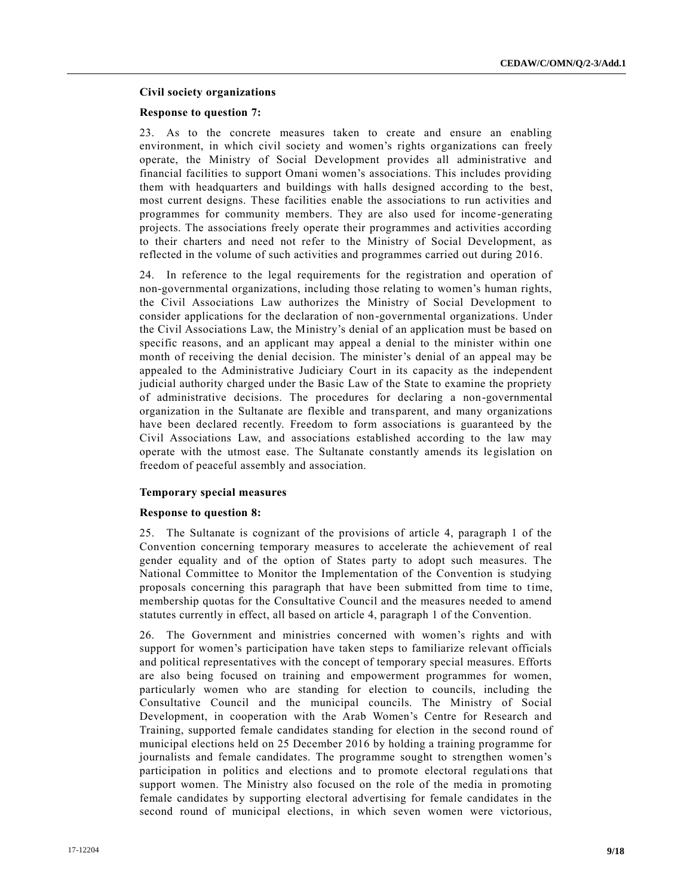**Civil society organizations**

**Response to question 7:**

23. As to the concrete measures taken to create and ensure an enabling environment, in which civil society and women's rights organizations can freely operate, the Ministry of Social Development provides all administrative and financial facilities to support Omani women's associations. This includes providing them with headquarters and buildings with halls designed according to the best, most current designs. These facilities enable the associations to run activities and programmes for community members. They are also used for income-generating projects. The associations freely operate their programmes and activities according to their charters and need not refer to the Ministry of Social Development, as reflected in the volume of such activities and programmes carried out during 2016.

24. In reference to the legal requirements for the registration and operation of non-governmental organizations, including those relating to women's human rights, the Civil Associations Law authorizes the Ministry of Social Development to consider applications for the declaration of non-governmental organizations. Under the Civil Associations Law, the Ministry's denial of an application must be based on specific reasons, and an applicant may appeal a denial to the minister within one month of receiving the denial decision. The minister's denial of an appeal may be appealed to the Administrative Judiciary Court in its capacity as the independent judicial authority charged under the Basic Law of the State to examine the propriety of administrative decisions. The procedures for declaring a non-governmental organization in the Sultanate are flexible and transparent, and many organizations have been declared recently. Freedom to form associations is guaranteed by the Civil Associations Law, and associations established according to the law may operate with the utmost ease. The Sultanate constantly amends its legislation on freedom of peaceful assembly and association.

**Temporary special measures**

**Response to question 8:**

25. The Sultanate is cognizant of the provisions of article 4, paragraph 1 of the Convention concerning temporary measures to accelerate the achievement of real gender equality and of the option of States party to adopt such measures. The National Committee to Monitor the Implementation of the Convention is studying proposals concerning this paragraph that have been submitted from time to time, membership quotas for the Consultative Council and the measures needed to amend statutes currently in effect, all based on article 4, paragraph 1 of the Convention.

26. The Government and ministries concerned with women's rights and with support for women's participation have taken steps to familiarize relevant officials and political representatives with the concept of temporary special measures. Efforts are also being focused on training and empowerment programmes for women, particularly women who are standing for election to councils, including the Consultative Council and the municipal councils. The Ministry of Social Development, in cooperation with the Arab Women's Centre for Research and Training, supported female candidates standing for election in the second round of municipal elections held on 25 December 2016 by holding a training programme for journalists and female candidates. The programme sought to strengthen women's participation in politics and elections and to promote electoral regulations that support women. The Ministry also focused on the role of the media in promoting female candidates by supporting electoral advertising for female candidates in the second round of municipal elections, in which seven women were victorious,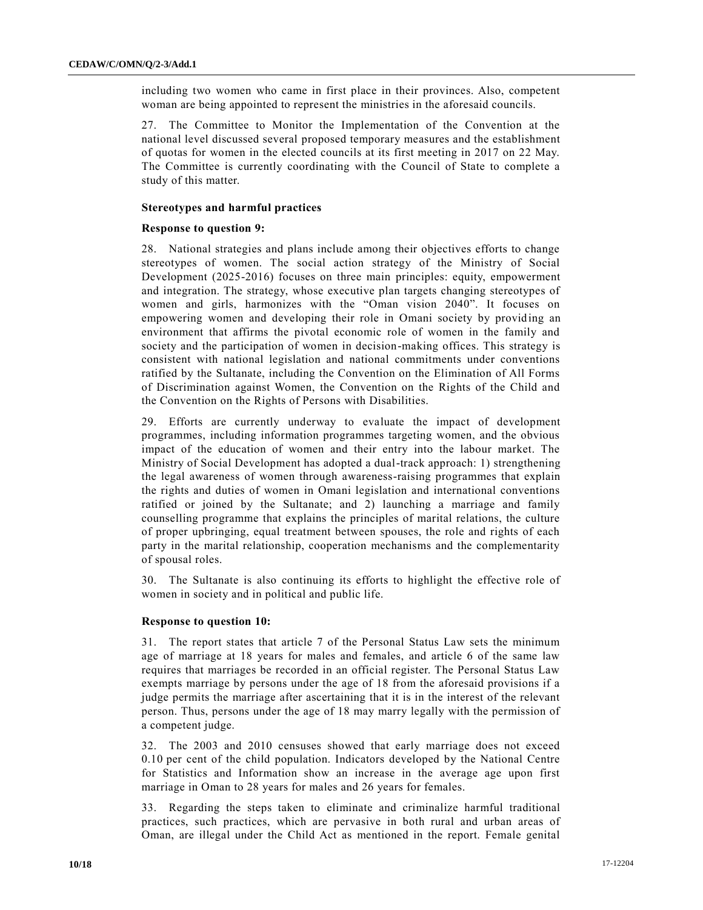including two women who came in first place in their provinces. Also, competent woman are being appointed to represent the ministries in the aforesaid councils.

27. The Committee to Monitor the Implementation of the Convention at the national level discussed several proposed temporary measures and the establishment of quotas for women in the elected councils at its first meeting in 2017 on 22 May. The Committee is currently coordinating with the Council of State to complete a study of this matter.

### Stereotypes and harmful practices

#### Response to question 9:

28. National strategies and plans include among their objectives efforts to change stereotypes of women. The social action strategy of the Ministry of Social Development (2025-2016) focuses on three main principles: equity, empowerment and integration. The strategy, whose executive plan targets changing stereotypes of women and girls, harmonizes with the "Oman vision 2040". It focuses on empowering women and developing their role in Omani society by providing an environment that affirms the pivotal economic role of women in the family and society and the participation of women in decision-making offices. This strategy is consistent with national legislation and national commitments under conventions ratified by the Sultanate, including the Convention on the Elimination of All Forms of Discrimination against Women, the Convention on the Rights of the Child and the Convention on the Rights of Persons with Disabilities.

29. Efforts are currently underway to evaluate the impact of development programmes, including information programmes targeting women, and the obvious impact of the education of women and their entry into the labour market. The Ministry of Social Development has adopted a dual-track approach: 1) strengthening the legal awareness of women through awareness-raising programmes that explain the rights and duties of women in Omani legislation and international conventions ratified or joined by the Sultanate; and 2) launching a marriage and family counselling programme that explains the principles of marital relations, the culture of proper upbringing, equal treatment between spouses, the role and rights of each party in the marital relationship, cooperation mechanisms and the complementarity of spousal roles.

30. The Sultanate is also continuing its efforts to highlight the effective role of women in society and in political and public life.

#### Response to question 10:

31. The report states that article 7 of the Personal Status Law sets the minimum age of marriage at 18 years for males and females, and article 6 of the same law requires that marriages be recorded in an official register. The Personal Status Law exempts marriage by persons under the age of 18 from the aforesaid provisions if a judge permits the marriage after ascertaining that it is in the interest of the relevant person. Thus, persons under the age of 18 may marry legally with the permission of a competent judge.

32. The 2003 and 2010 censuses showed that early marriage does not exceed 0.10 per cent of the child population. Indicators developed by the National Centre for Statistics and Information show an increase in the average age upon first marriage in Oman to 28 years for males and 26 years for females.

33. Regarding the steps taken to eliminate and criminalize harmful traditional practices, such practices, which are pervasive in both rural and urban areas of Oman, are illegal under the Child Act as mentioned in the report. Female genital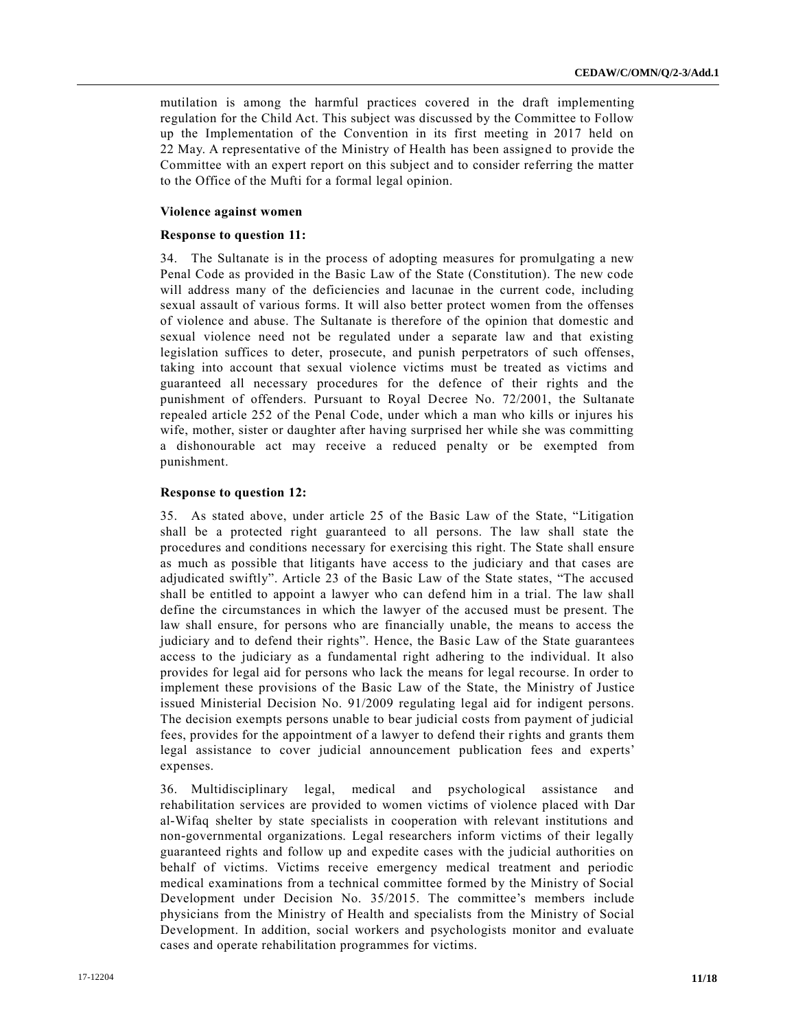mutilation is among the harmful practices covered in the draft implementing regulation for the Child Act. This subject was discussed by the Committee to Follow up the Implementation of the Convention in its first meeting in 2017 held on 22 May. A representative of the Ministry of Health has been assigned to provide the Committee with an expert report on this subject and to consider referring the matter to the Office of the Mufti for a formal legal opinion.

### Violence against women

#### Response to question 11:

34. The Sultanate is in the process of adopting measures for promulgating a new Penal Code as provided in the Basic Law of the State (Constitution). The new code will address many of the deficiencies and lacunae in the current code, including sexual assault of various forms. It will also better protect women from the offenses of violence and abuse. The Sultanate is therefore of the opinion that domestic and sexual violence need not be regulated under a separate law and that existing legislation suffices to deter, prosecute, and punish perpetrators of such offenses, taking into account that sexual violence victims must be treated as victims and guaranteed all necessary procedures for the defence of their rights and the punishment of offenders. Pursuant to Royal Decree No. 72/2001, the Sultanate repealed article 252 of the Penal Code, under which a man who kills or injures his wife, mother, sister or daughter after having surprised her while she was committing a dishonourable act may receive a reduced penalty or be exempted from punishment.

#### Response to question 12:

35. As stated above, under article 25 of the Basic Law of the State, "Litigation shall be a protected right guaranteed to all persons. The law shall state the procedures and conditions necessary for exercising this right. The State shall ensure as much as possible that litigants have access to the judiciary and that cases are adjudicated swiftly". Article 23 of the Basic Law of the State states, "The accused shall be entitled to appoint a lawyer who can defend him in a trial. The law shall define the circumstances in which the lawyer of the accused must be present. The law shall ensure, for persons who are financially unable, the means to access the judiciary and to defend their rights". Hence, the Basic Law of the State guarantees access to the judiciary as a fundamental right adhering to the individual. It also provides for legal aid for persons who lack the means for legal recourse. In order to implement these provisions of the Basic Law of the State, the Ministry of Justice issued Ministerial Decision No. 91/2009 regulating legal aid for indigent persons. The decision exempts persons unable to bear judicial costs from payment of judicial fees, provides for the appointment of a lawyer to defend their rights and grants them legal assistance to cover judicial announcement publication fees and experts' expenses.

36. Multidisciplinary legal, medical and psychological assistance and rehabilitation services are provided to women victims of violence placed with Dar al-Wifaq shelter by state specialists in cooperation with relevant institutions and non-governmental organizations. Legal researchers inform victims of their legally guaranteed rights and follow up and expedite cases with the judicial authorities on behalf of victims. Victims receive emergency medical treatment and periodic medical examinations from a technical committee formed by the Ministry of Social Development under Decision No. 35/2015. The committee's members include physicians from the Ministry of Health and specialists from the Ministry of Social Development. In addition, social workers and psychologists monitor and evaluate cases and operate rehabilitation programmes for victims.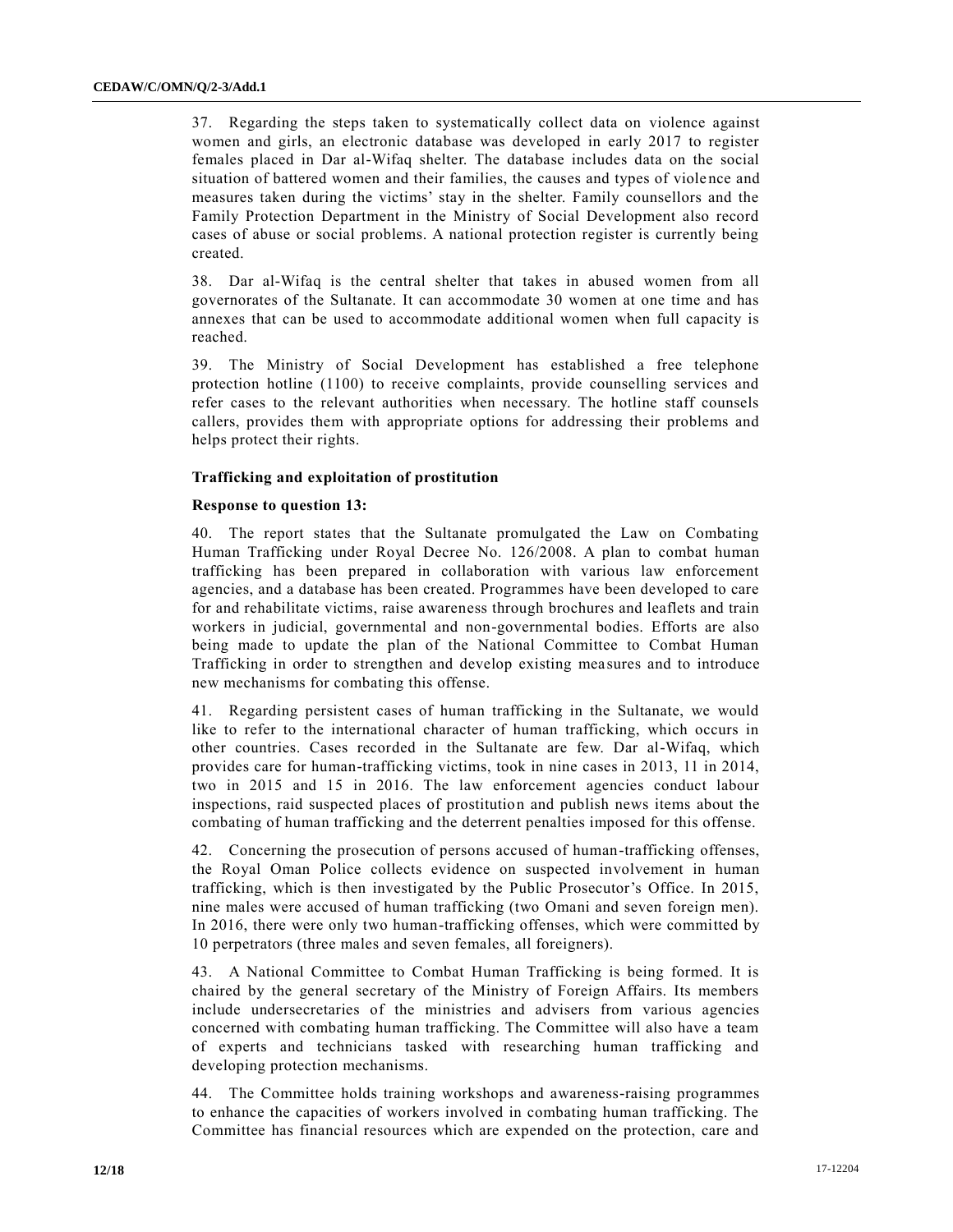37. Regarding the steps taken to systematically collect data on violence against women and girls, an electronic database was developed in early 2017 to register females placed in Dar al-Wifaq shelter. The database includes data on the social situation of battered women and their families, the causes and types of violence and measures taken during the victims' stay in the shelter. Family counsellors and the Family Protection Department in the Ministry of Social Development also record cases of abuse or social problems. A national protection register is currently being created.

38. Dar al-Wifaq is the central shelter that takes in abused women from all governorates of the Sultanate. It can accommodate 30 women at one time and has annexes that can be used to accommodate additional women when full capacity is reached.

39. The Ministry of Social Development has established a free telephone protection hotline (1100) to receive complaints, provide counselling services and refer cases to the relevant authorities when necessary. The hotline staff counsels callers, provides them with appropriate options for addressing their problems and helps protect their rights.

### Trafficking and exploitation of prostitution

**Response to question 13:**

40. The report states that the Sultanate promulgated the Law on Combating Human Trafficking under Royal Decree No. 126/2008. A plan to combat human trafficking has been prepared in collaboration with various law enforcement agencies, and a database has been created. Programmes have been developed to care for and rehabilitate victims, raise awareness through brochures and leaflets and train workers in judicial, governmental and non-governmental bodies. Efforts are also being made to update the plan of the National Committee to Combat Human Trafficking in order to strengthen and develop existing measures and to introduce new mechanisms for combating this offense.

41. Regarding persistent cases of human trafficking in the Sultanate, we would like to refer to the international character of human trafficking, which occurs in other countries. Cases recorded in the Sultanate are few. Dar al-Wifaq, which provides care for human-trafficking victims, took in nine cases in 2013, 11 in 2014, two in 2015 and 15 in 2016. The law enforcement agencies conduct labour inspections, raid suspected places of prostitution and publish news items about the combating of human trafficking and the deterrent penalties imposed for this offense.

42. Concerning the prosecution of persons accused of human-trafficking offenses, the Royal Oman Police collects evidence on suspected involvement in human trafficking, which is then investigated by the Public Prosecutor's Office. In 2015, nine males were accused of human trafficking (two Omani and seven foreign men). In 2016, there were only two human-trafficking offenses, which were committed by 10 perpetrators (three males and seven females, all foreigners).

43. A National Committee to Combat Human Trafficking is being formed. It is chaired by the general secretary of the Ministry of Foreign Affairs. Its members include undersecretaries of the ministries and advisers from various agencies concerned with combating human trafficking. The Committee will also have a team of experts and technicians tasked with researching human trafficking and developing protection mechanisms.

44. The Committee holds training workshops and awareness-raising programmes to enhance the capacities of workers involved in combating human trafficking. The Committee has financial resources which are expended on the protection, care and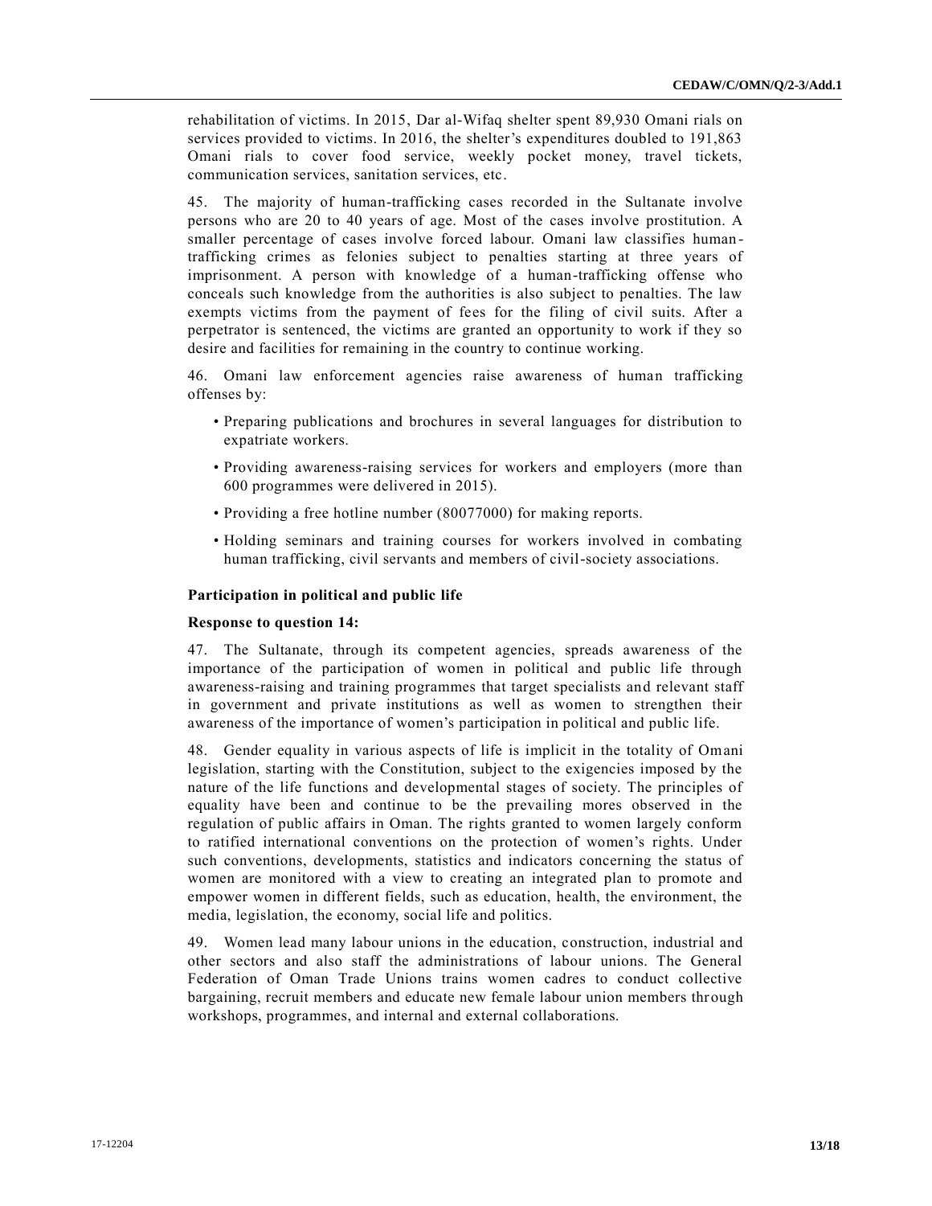rehabilitation of victims. In 2015, Dar al-Wifaq shelter spent 89,930 Omani rials on services provided to victims. In 2016, the shelter's expenditures doubled to 191,863 Omani rials to cover food service, weekly pocket money, travel tickets, communication services, sanitation services, etc.

45. The majority of human-trafficking cases recorded in the Sultanate involve persons who are 20 to 40 years of age. Most of the cases involve prostitution. A smaller percentage of cases involve forced labour. Omani law classifies human-trafficking crimes as felonies subject to penalties starting at three years of imprisonment. A person with knowledge of a human-trafficking offense who conceals such knowledge from the authorities is also subject to penalties. The law exempts victims from the payment of fees for the filing of civil suits. After a perpetrator is sentenced, the victims are granted an opportunity to work if they so desire and facilities for remaining in the country to continue working.

46. Omani law enforcement agencies raise awareness of human trafficking offenses by:

- Preparing publications and brochures in several languages for distribution to expatriate workers.
- Providing awareness-raising services for workers and employers (more than 600 programmes were delivered in 2015).
- Providing a free hotline number (80077000) for making reports.
- Holding seminars and training courses for workers involved in combating human trafficking, civil servants and members of civil-society associations.

**Participation in political and public life**

**Response to question 14:**

47. The Sultanate, through its competent agencies, spreads awareness of the importance of the participation of women in political and public life through awareness-raising and training programmes that target specialists and relevant staff in government and private institutions as well as women to strengthen their awareness of the importance of women's participation in political and public life.

48. Gender equality in various aspects of life is implicit in the totality of Omani legislation, starting with the Constitution, subject to the exigencies imposed by the nature of the life functions and developmental stages of society. The principles of equality have been and continue to be the prevailing mores observed in the regulation of public affairs in Oman. The rights granted to women largely conform to ratified international conventions on the protection of women's rights. Under such conventions, developments, statistics and indicators concerning the status of women are monitored with a view to creating an integrated plan to promote and empower women in different fields, such as education, health, the environment, the media, legislation, the economy, social life and politics.

49. Women lead many labour unions in the education, construction, industrial and other sectors and also staff the administrations of labour unions. The General Federation of Oman Trade Unions trains women cadres to conduct collective bargaining, recruit members and educate new female labour union members through workshops, programmes, and internal and external collaborations.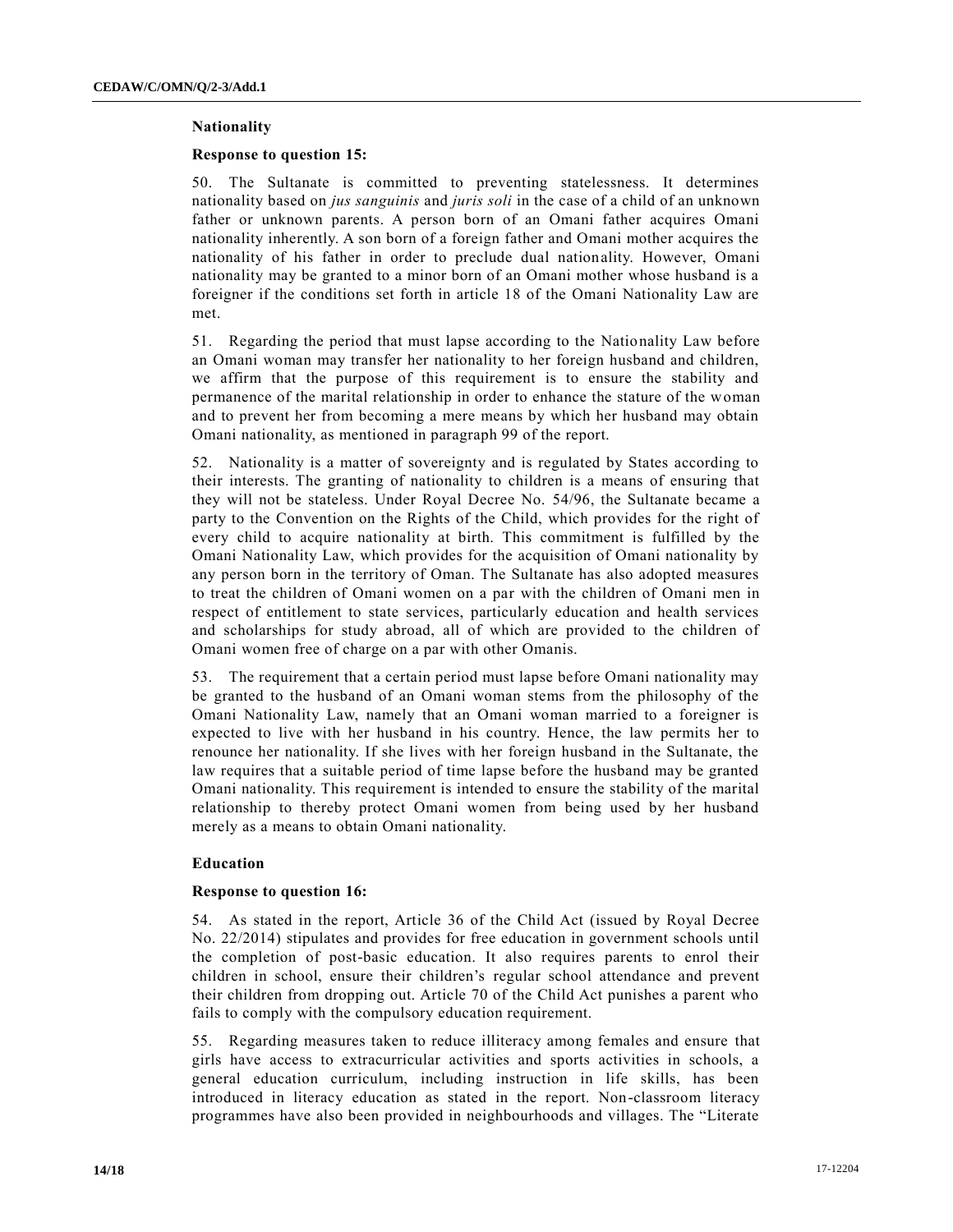**Nationality**

**Response to question 15:**

50. The Sultanate is committed to preventing statelessness. It determines nationality based on *jus sanguinis* and *juris soli* in the case of a child of an unknown father or unknown parents. A person born of an Omani father acquires Omani nationality inherently. A son born of a foreign father and Omani mother acquires the nationality of his father in order to preclude dual nationality. However, Omani nationality may be granted to a minor born of an Omani mother whose husband is a foreigner if the conditions set forth in article 18 of the Omani Nationality Law are met.

51. Regarding the period that must lapse according to the Nationality Law before an Omani woman may transfer her nationality to her foreign husband and children, we affirm that the purpose of this requirement is to ensure the stability and permanence of the marital relationship in order to enhance the stature of the woman and to prevent her from becoming a mere means by which her husband may obtain Omani nationality, as mentioned in paragraph 99 of the report.

52. Nationality is a matter of sovereignty and is regulated by States according to their interests. The granting of nationality to children is a means of ensuring that they will not be stateless. Under Royal Decree No. 54/96, the Sultanate became a party to the Convention on the Rights of the Child, which provides for the right of every child to acquire nationality at birth. This commitment is fulfilled by the Omani Nationality Law, which provides for the acquisition of Omani nationality by any person born in the territory of Oman. The Sultanate has also adopted measures to treat the children of Omani women on a par with the children of Omani men in respect of entitlement to state services, particularly education and health services and scholarships for study abroad, all of which are provided to the children of Omani women free of charge on a par with other Omanis.

53. The requirement that a certain period must lapse before Omani nationality may be granted to the husband of an Omani woman stems from the philosophy of the Omani Nationality Law, namely that an Omani woman married to a foreigner is expected to live with her husband in his country. Hence, the law permits her to renounce her nationality. If she lives with her foreign husband in the Sultanate, the law requires that a suitable period of time lapse before the husband may be granted Omani nationality. This requirement is intended to ensure the stability of the marital relationship to thereby protect Omani women from being used by her husband merely as a means to obtain Omani nationality.

**Education**

**Response to question 16:**

54. As stated in the report, Article 36 of the Child Act (issued by Royal Decree No. 22/2014) stipulates and provides for free education in government schools until the completion of post-basic education. It also requires parents to enrol their children in school, ensure their children's regular school attendance and prevent their children from dropping out. Article 70 of the Child Act punishes a parent who fails to comply with the compulsory education requirement.

55. Regarding measures taken to reduce illiteracy among females and ensure that girls have access to extracurricular activities and sports activities in schools, a general education curriculum, including instruction in life skills, has been introduced in literacy education as stated in the report. Non-classroom literacy programmes have also been provided in neighbourhoods and villages. The "Literate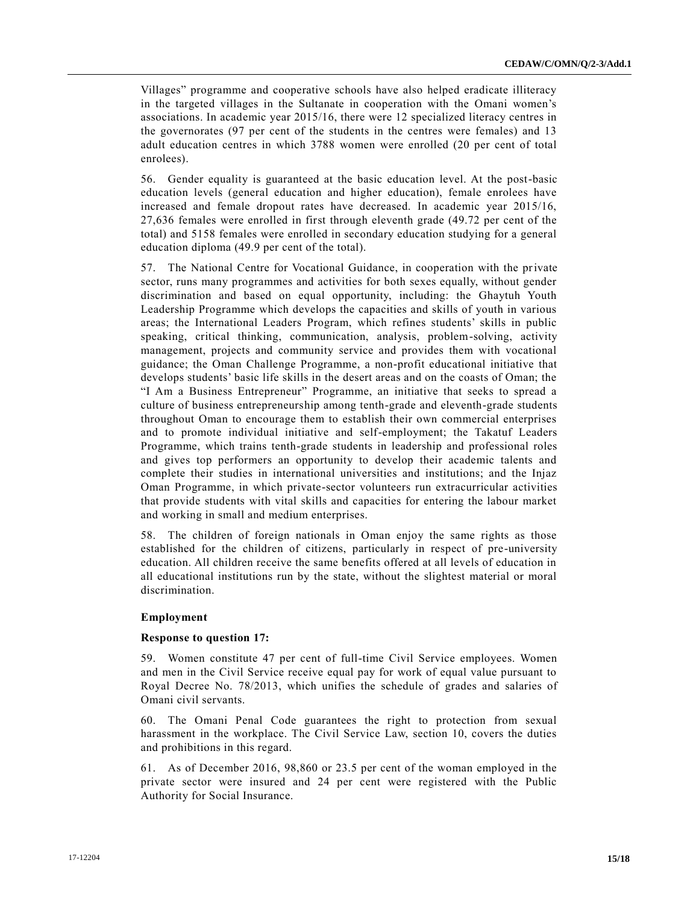Villages" programme and cooperative schools have also helped eradicate illiteracy in the targeted villages in the Sultanate in cooperation with the Omani women's associations. In academic year 2015/16, there were 12 specialized literacy centres in the governorates (97 per cent of the students in the centres were females) and 13 adult education centres in which 3788 women were enrolled (20 per cent of total enrolees).

56. Gender equality is guaranteed at the basic education level. At the post-basic education levels (general education and higher education), female enrolees have increased and female dropout rates have decreased. In academic year 2015/16, 27,636 females were enrolled in first through eleventh grade (49.72 per cent of the total) and 5158 females were enrolled in secondary education studying for a general education diploma (49.9 per cent of the total).

57. The National Centre for Vocational Guidance, in cooperation with the private sector, runs many programmes and activities for both sexes equally, without gender discrimination and based on equal opportunity, including: the Ghaytuh Youth Leadership Programme which develops the capacities and skills of youth in various areas; the International Leaders Program, which refines students' skills in public speaking, critical thinking, communication, analysis, problem-solving, activity management, projects and community service and provides them with vocational guidance; the Oman Challenge Programme, a non-profit educational initiative that develops students' basic life skills in the desert areas and on the coasts of Oman; the "I Am a Business Entrepreneur" Programme, an initiative that seeks to spread a culture of business entrepreneurship among tenth-grade and eleventh-grade students throughout Oman to encourage them to establish their own commercial enterprises and to promote individual initiative and self-employment; the Takatuf Leaders Programme, which trains tenth-grade students in leadership and professional roles and gives top performers an opportunity to develop their academic talents and complete their studies in international universities and institutions; and the Injaz Oman Programme, in which private-sector volunteers run extracurricular activities that provide students with vital skills and capacities for entering the labour market and working in small and medium enterprises.

58. The children of foreign nationals in Oman enjoy the same rights as those established for the children of citizens, particularly in respect of pre-university education. All children receive the same benefits offered at all levels of education in all educational institutions run by the state, without the slightest material or moral discrimination.

### Employment

#### Response to question 17:

59. Women constitute 47 per cent of full-time Civil Service employees. Women and men in the Civil Service receive equal pay for work of equal value pursuant to Royal Decree No. 78/2013, which unifies the schedule of grades and salaries of Omani civil servants.

60. The Omani Penal Code guarantees the right to protection from sexual harassment in the workplace. The Civil Service Law, section 10, covers the duties and prohibitions in this regard.

61. As of December 2016, 98,860 or 23.5 per cent of the woman employed in the private sector were insured and 24 per cent were registered with the Public Authority for Social Insurance.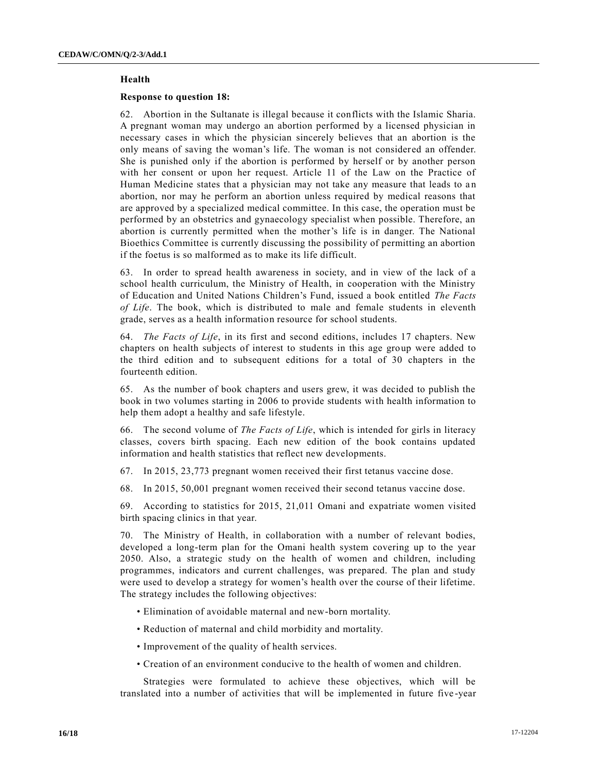## Health

### Response to question 18:

62. Abortion in the Sultanate is illegal because it conflicts with the Islamic Sharia. A pregnant woman may undergo an abortion performed by a licensed physician in necessary cases in which the physician sincerely believes that an abortion is the only means of saving the woman's life. The woman is not considered an offender. She is punished only if the abortion is performed by herself or by another person with her consent or upon her request. Article 11 of the Law on the Practice of Human Medicine states that a physician may not take any measure that leads to an abortion, nor may he perform an abortion unless required by medical reasons that are approved by a specialized medical committee. In this case, the operation must be performed by an obstetrics and gynaecology specialist when possible. Therefore, an abortion is currently permitted when the mother's life is in danger. The National Bioethics Committee is currently discussing the possibility of permitting an abortion if the foetus is so malformed as to make its life difficult.

63. In order to spread health awareness in society, and in view of the lack of a school health curriculum, the Ministry of Health, in cooperation with the Ministry of Education and United Nations Children's Fund, issued a book entitled *The Facts of Life*. The book, which is distributed to male and female students in eleventh grade, serves as a health information resource for school students.

64. *The Facts of Life*, in its first and second editions, includes 17 chapters. New chapters on health subjects of interest to students in this age group were added to the third edition and to subsequent editions for a total of 30 chapters in the fourteenth edition.

65. As the number of book chapters and users grew, it was decided to publish the book in two volumes starting in 2006 to provide students with health information to help them adopt a healthy and safe lifestyle.

66. The second volume of *The Facts of Life*, which is intended for girls in literacy classes, covers birth spacing. Each new edition of the book contains updated information and health statistics that reflect new developments.

67. In 2015, 23,773 pregnant women received their first tetanus vaccine dose.

68. In 2015, 50,001 pregnant women received their second tetanus vaccine dose.

69. According to statistics for 2015, 21,011 Omani and expatriate women visited birth spacing clinics in that year.

70. The Ministry of Health, in collaboration with a number of relevant bodies, developed a long-term plan for the Omani health system covering up to the year 2050. Also, a strategic study on the health of women and children, including programmes, indicators and current challenges, was prepared. The plan and study were used to develop a strategy for women's health over the course of their lifetime. The strategy includes the following objectives:

- Elimination of avoidable maternal and new-born mortality.
- Reduction of maternal and child morbidity and mortality.
- Improvement of the quality of health services.
- Creation of an environment conducive to the health of women and children.

Strategies were formulated to achieve these objectives, which will be translated into a number of activities that will be implemented in future five-year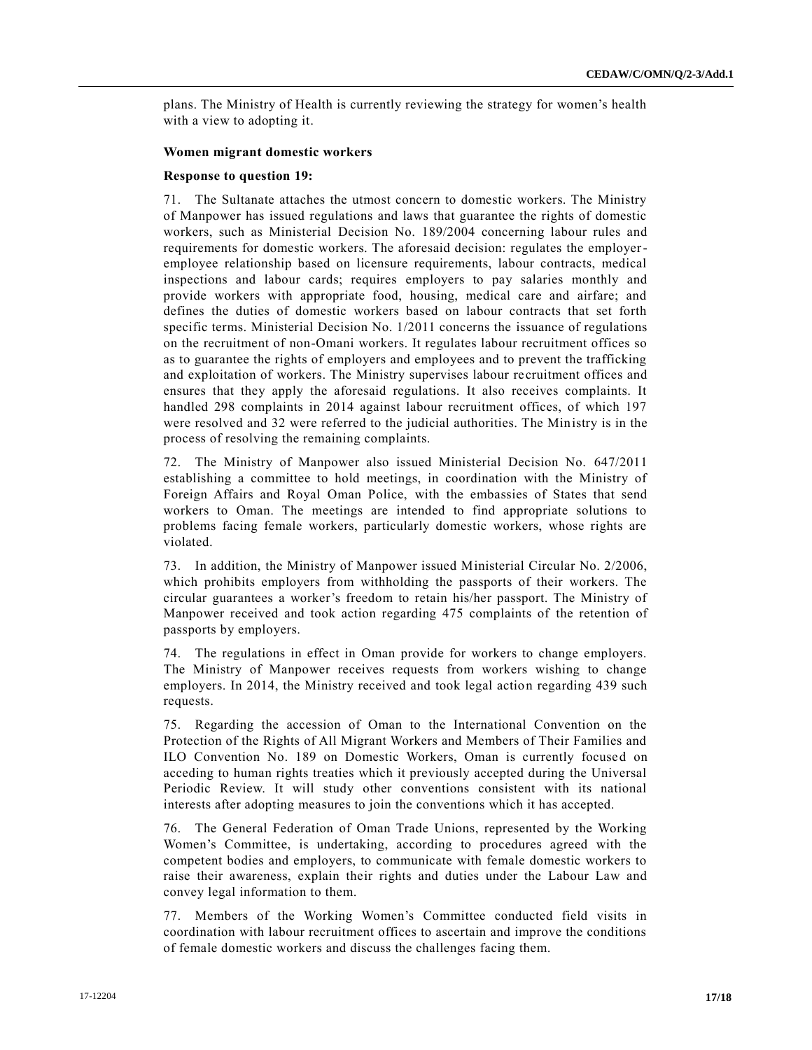plans. The Ministry of Health is currently reviewing the strategy for women's health with a view to adopting it.

**Women migrant domestic workers**

**Response to question 19:**

71. The Sultanate attaches the utmost concern to domestic workers. The Ministry of Manpower has issued regulations and laws that guarantee the rights of domestic workers, such as Ministerial Decision No. 189/2004 concerning labour rules and requirements for domestic workers. The aforesaid decision: regulates the employer-employee relationship based on licensure requirements, labour contracts, medical inspections and labour cards; requires employers to pay salaries monthly and provide workers with appropriate food, housing, medical care and airfare; and defines the duties of domestic workers based on labour contracts that set forth specific terms. Ministerial Decision No. 1/2011 concerns the issuance of regulations on the recruitment of non-Omani workers. It regulates labour recruitment offices so as to guarantee the rights of employers and employees and to prevent the trafficking and exploitation of workers. The Ministry supervises labour recruitment offices and ensures that they apply the aforesaid regulations. It also receives complaints. It handled 298 complaints in 2014 against labour recruitment offices, of which 197 were resolved and 32 were referred to the judicial authorities. The Ministry is in the process of resolving the remaining complaints.

72. The Ministry of Manpower also issued Ministerial Decision No. 647/2011 establishing a committee to hold meetings, in coordination with the Ministry of Foreign Affairs and Royal Oman Police, with the embassies of States that send workers to Oman. The meetings are intended to find appropriate solutions to problems facing female workers, particularly domestic workers, whose rights are violated.

73. In addition, the Ministry of Manpower issued Ministerial Circular No. 2/2006, which prohibits employers from withholding the passports of their workers. The circular guarantees a worker's freedom to retain his/her passport. The Ministry of Manpower received and took action regarding 475 complaints of the retention of passports by employers.

74. The regulations in effect in Oman provide for workers to change employers. The Ministry of Manpower receives requests from workers wishing to change employers. In 2014, the Ministry received and took legal action regarding 439 such requests.

75. Regarding the accession of Oman to the International Convention on the Protection of the Rights of All Migrant Workers and Members of Their Families and ILO Convention No. 189 on Domestic Workers, Oman is currently focused on acceding to human rights treaties which it previously accepted during the Universal Periodic Review. It will study other conventions consistent with its national interests after adopting measures to join the conventions which it has accepted.

76. The General Federation of Oman Trade Unions, represented by the Working Women's Committee, is undertaking, according to procedures agreed with the competent bodies and employers, to communicate with female domestic workers to raise their awareness, explain their rights and duties under the Labour Law and convey legal information to them.

77. Members of the Working Women's Committee conducted field visits in coordination with labour recruitment offices to ascertain and improve the conditions of female domestic workers and discuss the challenges facing them.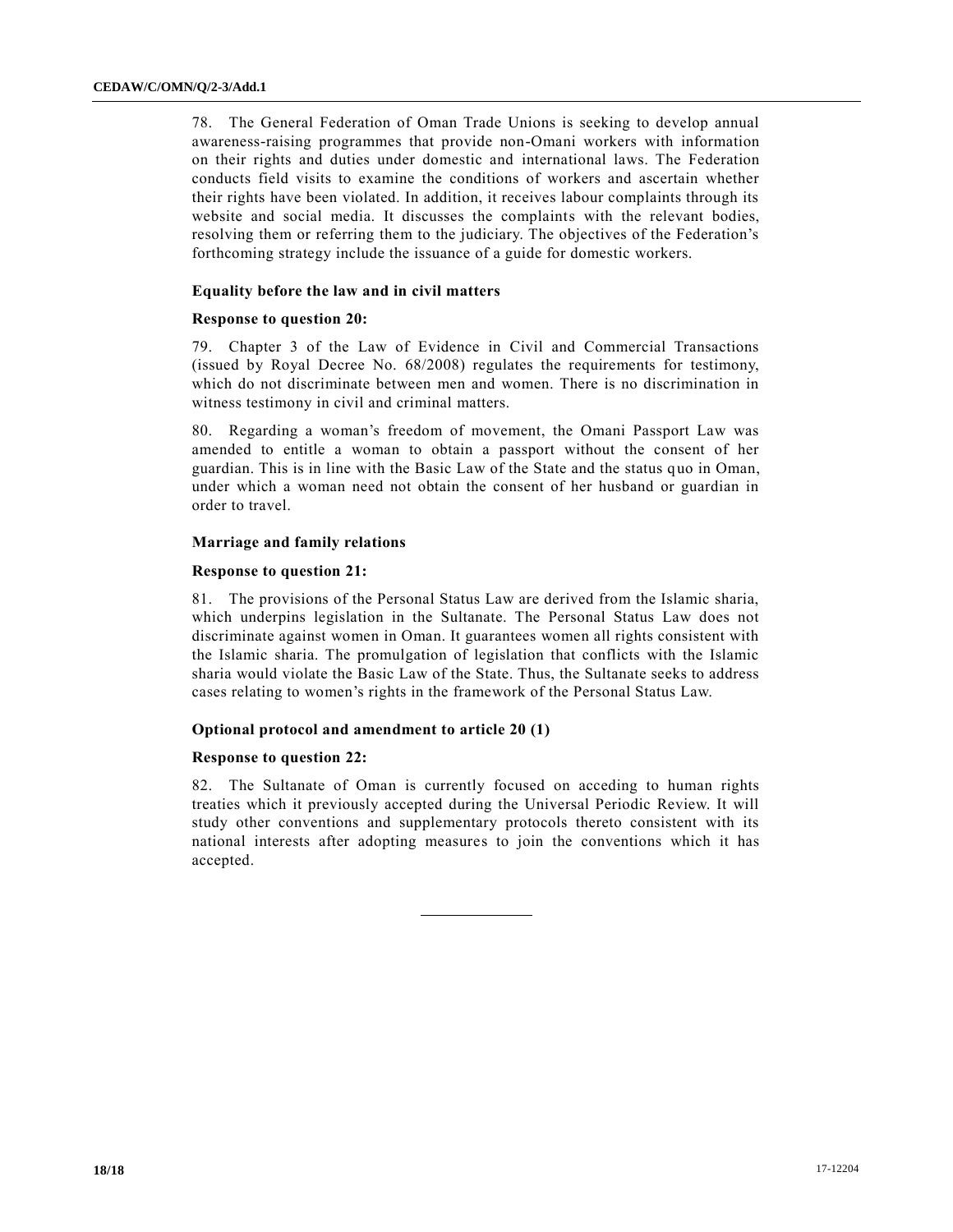78. The General Federation of Oman Trade Unions is seeking to develop annual awareness-raising programmes that provide non-Omani workers with information on their rights and duties under domestic and international laws. The Federation conducts field visits to examine the conditions of workers and ascertain whether their rights have been violated. In addition, it receives labour complaints through its website and social media. It discusses the complaints with the relevant bodies, resolving them or referring them to the judiciary. The objectives of the Federation's forthcoming strategy include the issuance of a guide for domestic workers.

### Equality before the law and in civil matters

**Response to question 20:**

79. Chapter 3 of the Law of Evidence in Civil and Commercial Transactions (issued by Royal Decree No. 68/2008) regulates the requirements for testimony, which do not discriminate between men and women. There is no discrimination in witness testimony in civil and criminal matters.

80. Regarding a woman's freedom of movement, the Omani Passport Law was amended to entitle a woman to obtain a passport without the consent of her guardian. This is in line with the Basic Law of the State and the status quo in Oman, under which a woman need not obtain the consent of her husband or guardian in order to travel.

### Marriage and family relations

**Response to question 21:**

81. The provisions of the Personal Status Law are derived from the Islamic sharia, which underpins legislation in the Sultanate. The Personal Status Law does not discriminate against women in Oman. It guarantees women all rights consistent with the Islamic sharia. The promulgation of legislation that conflicts with the Islamic sharia would violate the Basic Law of the State. Thus, the Sultanate seeks to address cases relating to women's rights in the framework of the Personal Status Law.

### Optional protocol and amendment to article 20 (1)

**Response to question 22:**

82. The Sultanate of Oman is currently focused on acceding to human rights treaties which it previously accepted during the Universal Periodic Review. It will study other conventions and supplementary protocols thereto consistent with its national interests after adopting measures to join the conventions which it has accepted.